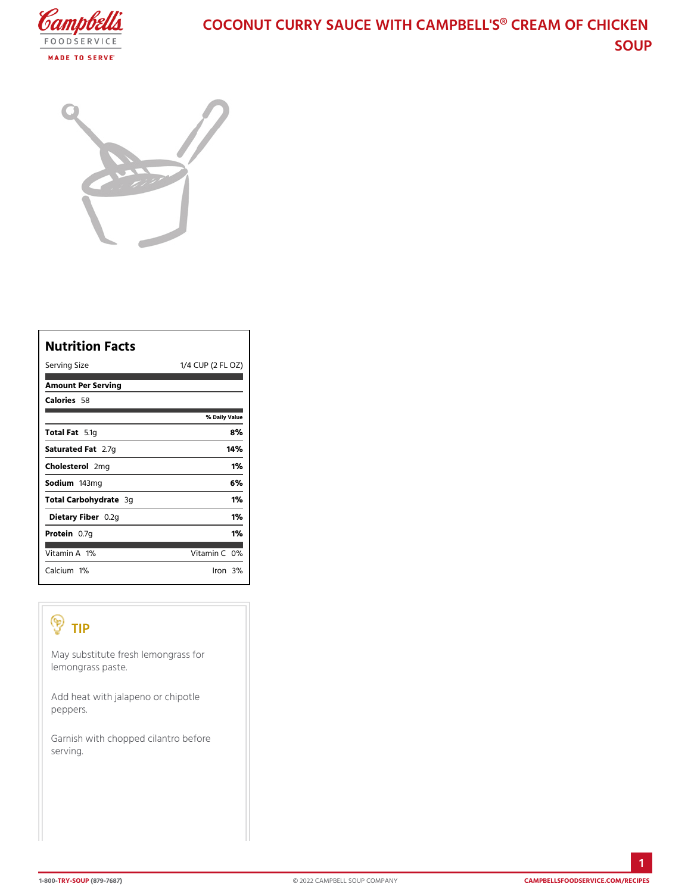# COCONUT CURRY SAUCE WITH CAMPBELL'S® CREAM OF CHICKEN SOUP

## Nutrition Facts

| Serving Size | 1/4 CUP (2 FL OZ) |
|---|---|
| **Amount Per Serving** | |
| **Calories** 58 | |
| | **% Daily Value** |
| **Total Fat** 5.1g | **8%** |
| **Saturated Fat** 2.7g | **14%** |
| **Cholesterol** 2mg | **1%** |
| **Sodium** 143mg | **6%** |
| **Total Carbohydrate** 3g | **1%** |
| **Dietary Fiber** 0.2g | **1%** |
| **Protein** 0.7g | **1%** |
| Vitamin A 1% | Vitamin C 0% |
| Calcium 1% | Iron 3% |

## TIP

May substitute fresh lemongrass for lemongrass paste.

Add heat with jalapeno or chipotle peppers.

Garnish with chopped cilantro before serving.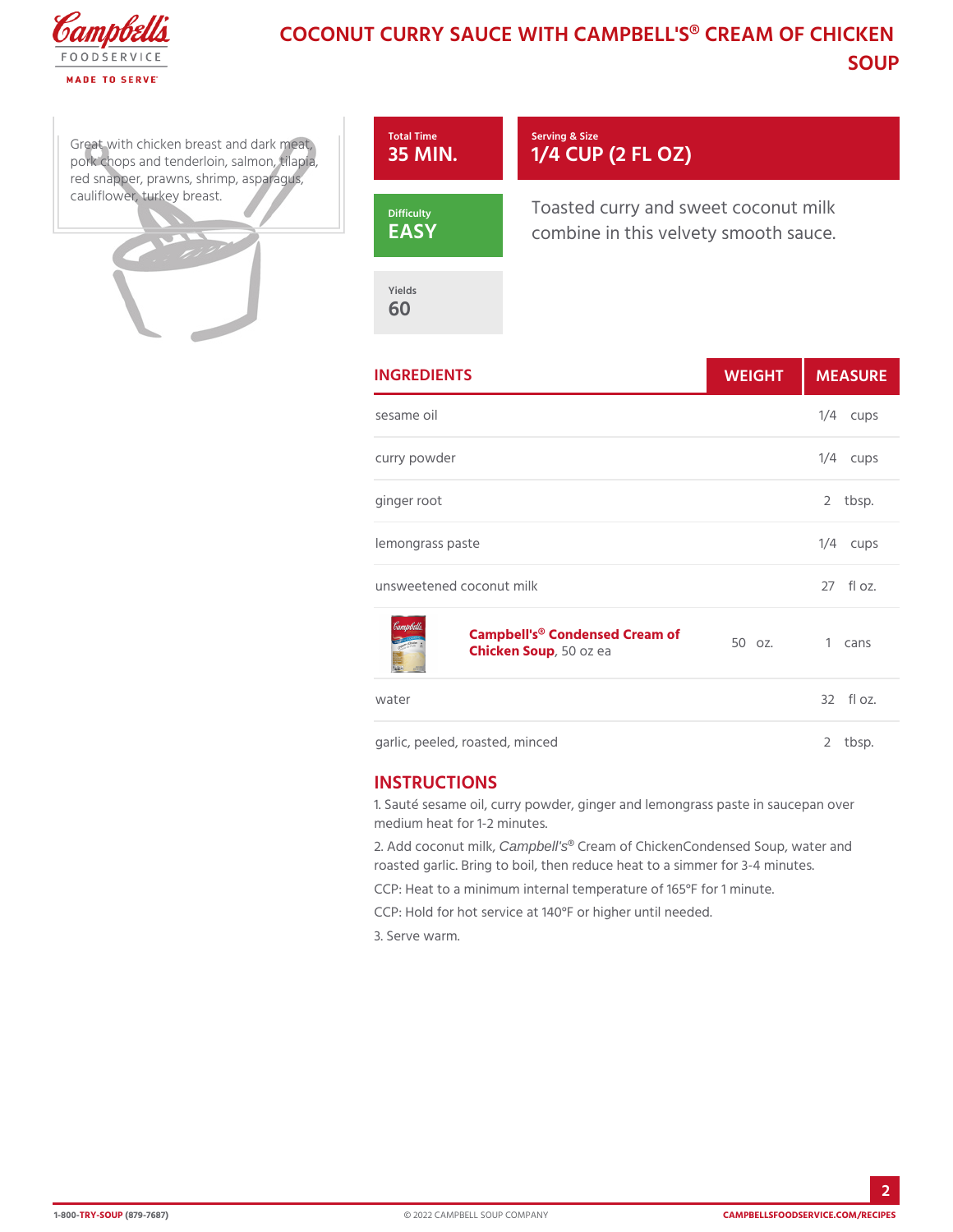# COCONUT CURRY SAUCE WITH CAMPBELL'S® CREAM OF CHICKEN SOUP

Great with chicken breast and dark meat, pork chops and tenderloin, salmon, tilapia, red snapper, prawns, shrimp, asparagus, cauliflower, turkey breast.

**Total Time**
35 MIN.

**Serving & Size**
1/4 CUP (2 FL OZ)

**Difficulty**
EASY

**Yields**
60

Toasted curry and sweet coconut milk combine in this velvety smooth sauce.

| INGREDIENTS | WEIGHT | MEASURE |
|---|---|---|
| sesame oil | | 1/4 cups |
| curry powder | | 1/4 cups |
| ginger root | | 2 tbsp. |
| lemongrass paste | | 1/4 cups |
| unsweetened coconut milk | | 27 fl oz. |
| **Campbell's® Condensed Cream of Chicken Soup**, 50 oz ea | 50 oz. | 1 cans |
| water | | 32 fl oz. |
| garlic, peeled, roasted, minced | | 2 tbsp. |

## INSTRUCTIONS

1. Sauté sesame oil, curry powder, ginger and lemongrass paste in saucepan over medium heat for 1-2 minutes.

2. Add coconut milk, *Campbell's®* Cream of ChickenCondensed Soup, water and roasted garlic. Bring to boil, then reduce heat to a simmer for 3-4 minutes.

CCP: Heat to a minimum internal temperature of 165°F for 1 minute.

CCP: Hold for hot service at 140°F or higher until needed.

3. Serve warm.